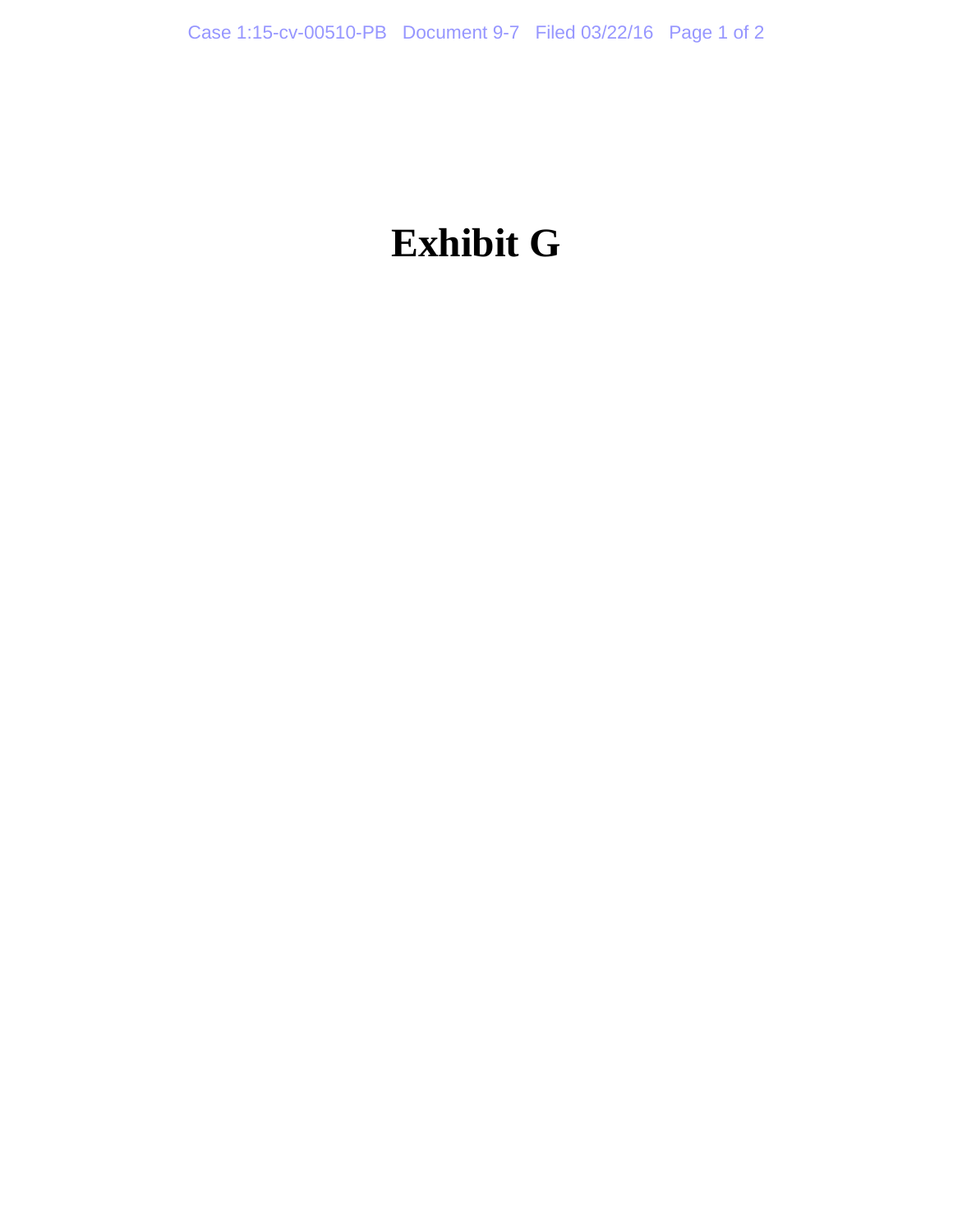# Exhibit G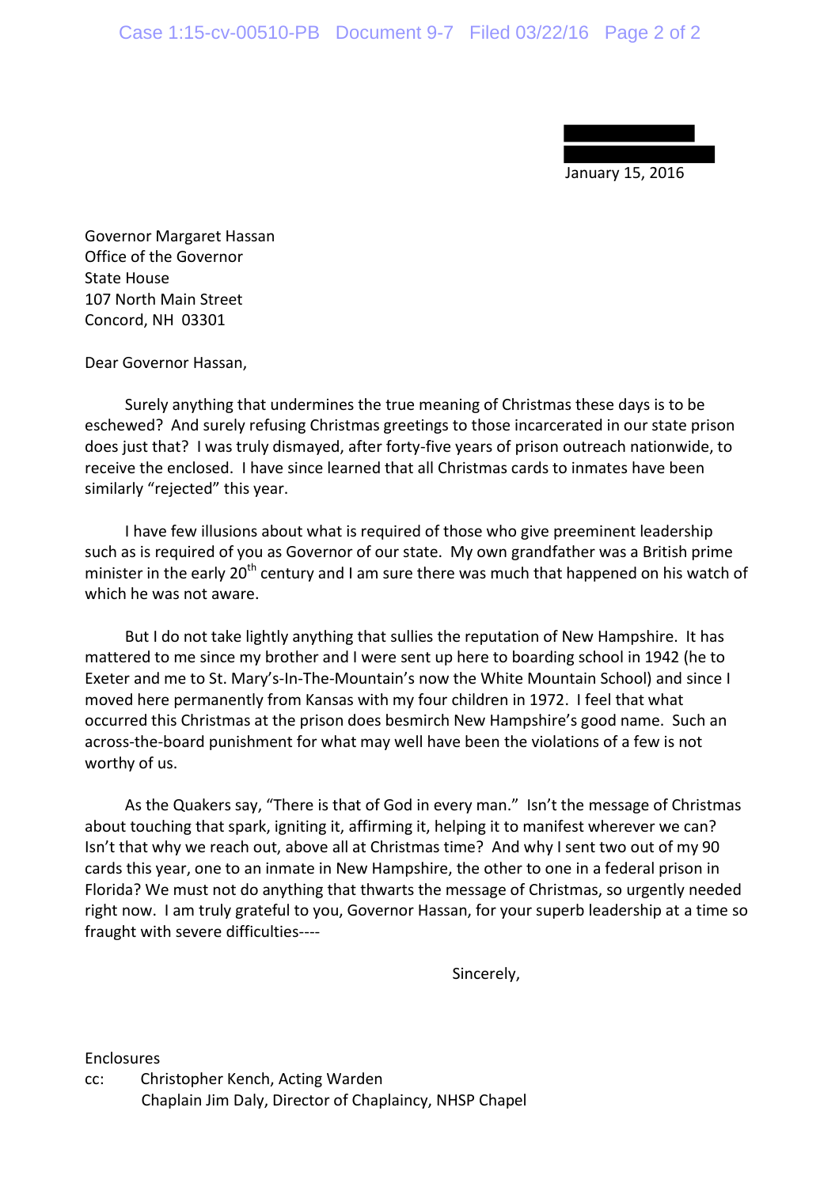January 15, 2016

Governor Margaret Hassan
Office of the Governor
State House
107 North Main Street
Concord, NH 03301

Dear Governor Hassan,

Surely anything that undermines the true meaning of Christmas these days is to be eschewed? And surely refusing Christmas greetings to those incarcerated in our state prison does just that? I was truly dismayed, after forty-five years of prison outreach nationwide, to receive the enclosed. I have since learned that all Christmas cards to inmates have been similarly "rejected" this year.

I have few illusions about what is required of those who give preeminent leadership such as is required of you as Governor of our state. My own grandfather was a British prime minister in the early 20th century and I am sure there was much that happened on his watch of which he was not aware.

But I do not take lightly anything that sullies the reputation of New Hampshire. It has mattered to me since my brother and I were sent up here to boarding school in 1942 (he to Exeter and me to St. Mary's-In-The-Mountain's now the White Mountain School) and since I moved here permanently from Kansas with my four children in 1972. I feel that what occurred this Christmas at the prison does besmirch New Hampshire's good name. Such an across-the-board punishment for what may well have been the violations of a few is not worthy of us.

As the Quakers say, "There is that of God in every man." Isn't the message of Christmas about touching that spark, igniting it, affirming it, helping it to manifest wherever we can? Isn't that why we reach out, above all at Christmas time? And why I sent two out of my 90 cards this year, one to an inmate in New Hampshire, the other to one in a federal prison in Florida? We must not do anything that thwarts the message of Christmas, so urgently needed right now. I am truly grateful to you, Governor Hassan, for your superb leadership at a time so fraught with severe difficulties----

Sincerely,

Enclosures

cc: Christopher Kench, Acting Warden
Chaplain Jim Daly, Director of Chaplaincy, NHSP Chapel